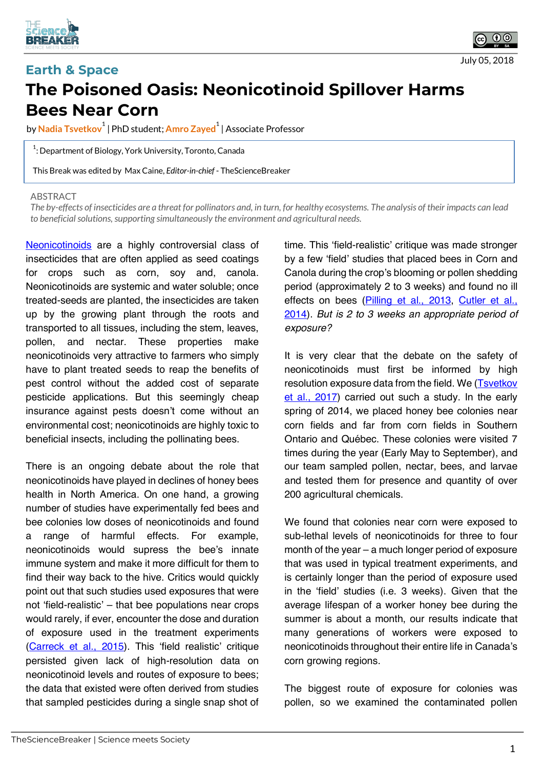Earth & Space

# The Poisoned Oasis: Neonicotinoid Spillover Harms Bees Near Corn

July 05, 2018

by **Nadia Tsvetkov**[1] | PhD student; **Amro Zayed**[1] | Associate Professor

[1]: Department of Biology, York University, Toronto, Canada

This Break was edited by Max Caine, *Editor-in-chief* - TheScienceBreaker

ABSTRACT

*The by-effects of insecticides are a threat for pollinators and, in turn, for healthy ecosystems. The analysis of their impacts can lead to beneficial solutions, supporting simultaneously the environment and agricultural needs.*

Neonicotinoids are a highly controversial class of insecticides that are often applied as seed coatings for crops such as corn, soy and, canola. Neonicotinoids are systemic and water soluble; once treated-seeds are planted, the insecticides are taken up by the growing plant through the roots and transported to all tissues, including the stem, leaves, pollen, and nectar. These properties make neonicotinoids very attractive to farmers who simply have to plant treated seeds to reap the benefits of pest control without the added cost of separate pesticide applications. But this seemingly cheap insurance against pests doesn't come without an environmental cost; neonicotinoids are highly toxic to beneficial insects, including the pollinating bees.

There is an ongoing debate about the role that neonicotinoids have played in declines of honey bees health in North America. On one hand, a growing number of studies have experimentally fed bees and bee colonies low doses of neonicotinoids and found a range of harmful effects. For example, neonicotinoids would supress the bee's innate immune system and make it more difficult for them to find their way back to the hive. Critics would quickly point out that such studies used exposures that were not 'field-realistic' – that bee populations near crops would rarely, if ever, encounter the dose and duration of exposure used in the treatment experiments (Carreck et al., 2015). This 'field realistic' critique persisted given lack of high-resolution data on neonicotinoid levels and routes of exposure to bees; the data that existed were often derived from studies that sampled pesticides during a single snap shot of time. This 'field-realistic' critique was made stronger by a few 'field' studies that placed bees in Corn and Canola during the crop's blooming or pollen shedding period (approximately 2 to 3 weeks) and found no ill effects on bees (Pilling et al., 2013, Cutler et al., 2014). *But is 2 to 3 weeks an appropriate period of exposure?*

It is very clear that the debate on the safety of neonicotinoids must first be informed by high resolution exposure data from the field. We (Tsvetkov et al., 2017) carried out such a study. In the early spring of 2014, we placed honey bee colonies near corn fields and far from corn fields in Southern Ontario and Québec. These colonies were visited 7 times during the year (Early May to September), and our team sampled pollen, nectar, bees, and larvae and tested them for presence and quantity of over 200 agricultural chemicals.

We found that colonies near corn were exposed to sub-lethal levels of neonicotinoids for three to four month of the year – a much longer period of exposure that was used in typical treatment experiments, and is certainly longer than the period of exposure used in the 'field' studies (i.e. 3 weeks). Given that the average lifespan of a worker honey bee during the summer is about a month, our results indicate that many generations of workers were exposed to neonicotinoids throughout their entire life in Canada's corn growing regions.

The biggest route of exposure for colonies was pollen, so we examined the contaminated pollen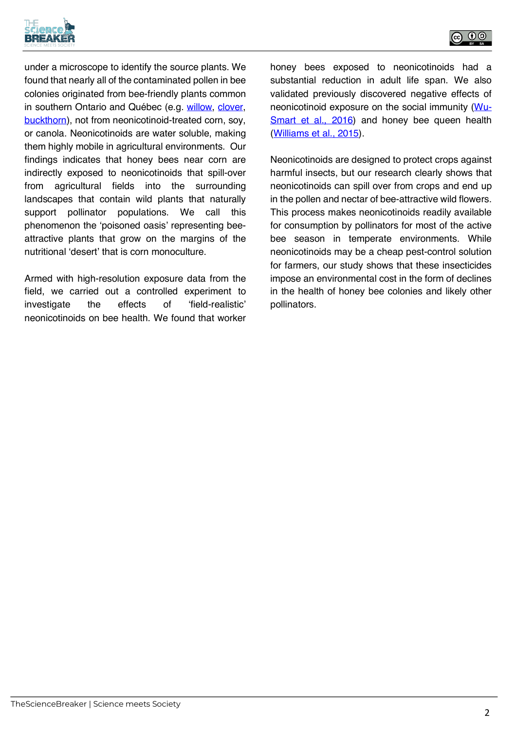under a microscope to identify the source plants. We found that nearly all of the contaminated pollen in bee colonies originated from bee-friendly plants common in southern Ontario and Québec (e.g. willow, clover, buckthorn), not from neonicotinoid-treated corn, soy, or canola. Neonicotinoids are water soluble, making them highly mobile in agricultural environments. Our findings indicates that honey bees near corn are indirectly exposed to neonicotinoids that spill-over from agricultural fields into the surrounding landscapes that contain wild plants that naturally support pollinator populations. We call this phenomenon the 'poisoned oasis' representing bee-attractive plants that grow on the margins of the nutritional 'desert' that is corn monoculture.

Armed with high-resolution exposure data from the field, we carried out a controlled experiment to investigate the effects of 'field-realistic' neonicotinoids on bee health. We found that worker honey bees exposed to neonicotinoids had a substantial reduction in adult life span. We also validated previously discovered negative effects of neonicotinoid exposure on the social immunity (Wu-Smart et al., 2016) and honey bee queen health (Williams et al., 2015).

Neonicotinoids are designed to protect crops against harmful insects, but our research clearly shows that neonicotinoids can spill over from crops and end up in the pollen and nectar of bee-attractive wild flowers. This process makes neonicotinoids readily available for consumption by pollinators for most of the active bee season in temperate environments. While neonicotinoids may be a cheap pest-control solution for farmers, our study shows that these insecticides impose an environmental cost in the form of declines in the health of honey bee colonies and likely other pollinators.